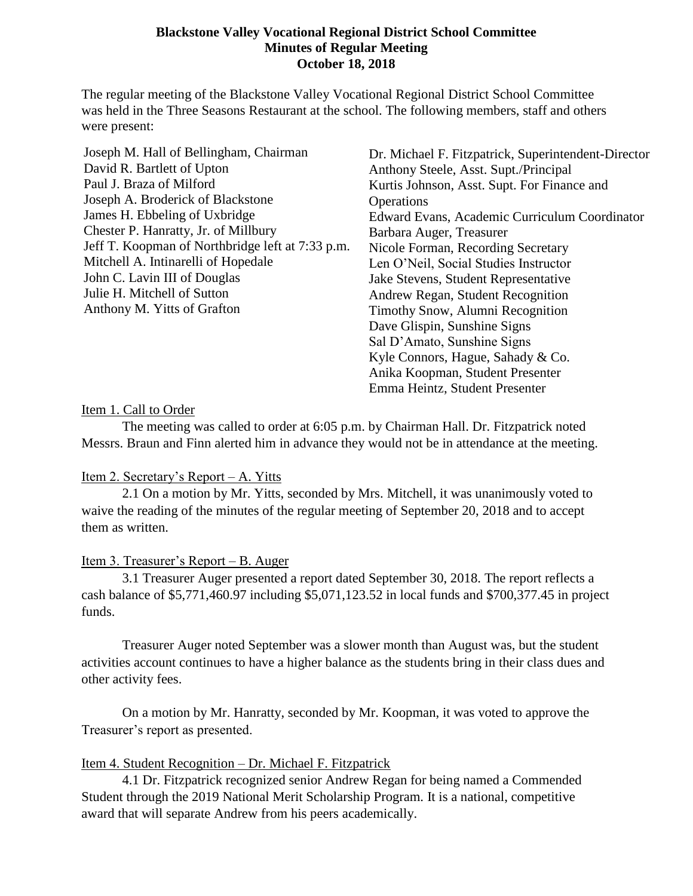# Blackstone Valley Vocational Regional District School Committee
## Minutes of Regular Meeting
### October 18, 2018

The regular meeting of the Blackstone Valley Vocational Regional District School Committee was held in the Three Seasons Restaurant at the school. The following members, staff and others were present:

Joseph M. Hall of Bellingham, Chairman
David R. Bartlett of Upton
Paul J. Braza of Milford
Joseph A. Broderick of Blackstone
James H. Ebbeling of Uxbridge
Chester P. Hanratty, Jr. of Millbury
Jeff T. Koopman of Northbridge left at 7:33 p.m.
Mitchell A. Intinarelli of Hopedale
John C. Lavin III of Douglas
Julie H. Mitchell of Sutton
Anthony M. Yitts of Grafton

Dr. Michael F. Fitzpatrick, Superintendent-Director
Anthony Steele, Asst. Supt./Principal
Kurtis Johnson, Asst. Supt. For Finance and Operations
Edward Evans, Academic Curriculum Coordinator
Barbara Auger, Treasurer
Nicole Forman, Recording Secretary
Len O'Neil, Social Studies Instructor
Jake Stevens, Student Representative
Andrew Regan, Student Recognition
Timothy Snow, Alumni Recognition
Dave Glispin, Sunshine Signs
Sal D'Amato, Sunshine Signs
Kyle Connors, Hague, Sahady & Co.
Anika Koopman, Student Presenter
Emma Heintz, Student Presenter

Item 1. Call to Order

The meeting was called to order at 6:05 p.m. by Chairman Hall. Dr. Fitzpatrick noted Messrs. Braun and Finn alerted him in advance they would not be in attendance at the meeting.

Item 2. Secretary's Report – A. Yitts

2.1 On a motion by Mr. Yitts, seconded by Mrs. Mitchell, it was unanimously voted to waive the reading of the minutes of the regular meeting of September 20, 2018 and to accept them as written.

Item 3. Treasurer's Report – B. Auger

3.1 Treasurer Auger presented a report dated September 30, 2018. The report reflects a cash balance of $5,771,460.97 including $5,071,123.52 in local funds and $700,377.45 in project funds.

Treasurer Auger noted September was a slower month than August was, but the student activities account continues to have a higher balance as the students bring in their class dues and other activity fees.

On a motion by Mr. Hanratty, seconded by Mr. Koopman, it was voted to approve the Treasurer's report as presented.

Item 4. Student Recognition – Dr. Michael F. Fitzpatrick

4.1 Dr. Fitzpatrick recognized senior Andrew Regan for being named a Commended Student through the 2019 National Merit Scholarship Program. It is a national, competitive award that will separate Andrew from his peers academically.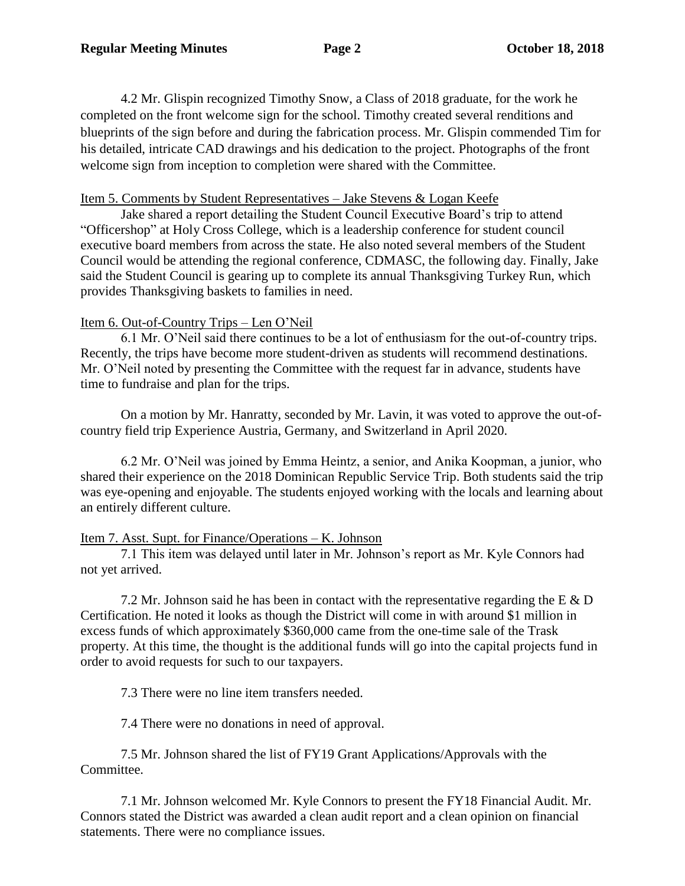4.2 Mr. Glispin recognized Timothy Snow, a Class of 2018 graduate, for the work he completed on the front welcome sign for the school. Timothy created several renditions and blueprints of the sign before and during the fabrication process. Mr. Glispin commended Tim for his detailed, intricate CAD drawings and his dedication to the project. Photographs of the front welcome sign from inception to completion were shared with the Committee.

<u>Item 5. Comments by Student Representatives – Jake Stevens & Logan Keefe</u>

Jake shared a report detailing the Student Council Executive Board's trip to attend "Officershop" at Holy Cross College, which is a leadership conference for student council executive board members from across the state. He also noted several members of the Student Council would be attending the regional conference, CDMASC, the following day. Finally, Jake said the Student Council is gearing up to complete its annual Thanksgiving Turkey Run, which provides Thanksgiving baskets to families in need.

<u>Item 6. Out-of-Country Trips – Len O'Neil</u>

6.1 Mr. O'Neil said there continues to be a lot of enthusiasm for the out-of-country trips. Recently, the trips have become more student-driven as students will recommend destinations. Mr. O'Neil noted by presenting the Committee with the request far in advance, students have time to fundraise and plan for the trips.

On a motion by Mr. Hanratty, seconded by Mr. Lavin, it was voted to approve the out-of-country field trip Experience Austria, Germany, and Switzerland in April 2020.

6.2 Mr. O'Neil was joined by Emma Heintz, a senior, and Anika Koopman, a junior, who shared their experience on the 2018 Dominican Republic Service Trip. Both students said the trip was eye-opening and enjoyable. The students enjoyed working with the locals and learning about an entirely different culture.

<u>Item 7. Asst. Supt. for Finance/Operations – K. Johnson</u>

7.1 This item was delayed until later in Mr. Johnson's report as Mr. Kyle Connors had not yet arrived.

7.2 Mr. Johnson said he has been in contact with the representative regarding the E & D Certification. He noted it looks as though the District will come in with around $1 million in excess funds of which approximately $360,000 came from the one-time sale of the Trask property. At this time, the thought is the additional funds will go into the capital projects fund in order to avoid requests for such to our taxpayers.

7.3 There were no line item transfers needed.

7.4 There were no donations in need of approval.

7.5 Mr. Johnson shared the list of FY19 Grant Applications/Approvals with the Committee.

7.1 Mr. Johnson welcomed Mr. Kyle Connors to present the FY18 Financial Audit. Mr. Connors stated the District was awarded a clean audit report and a clean opinion on financial statements. There were no compliance issues.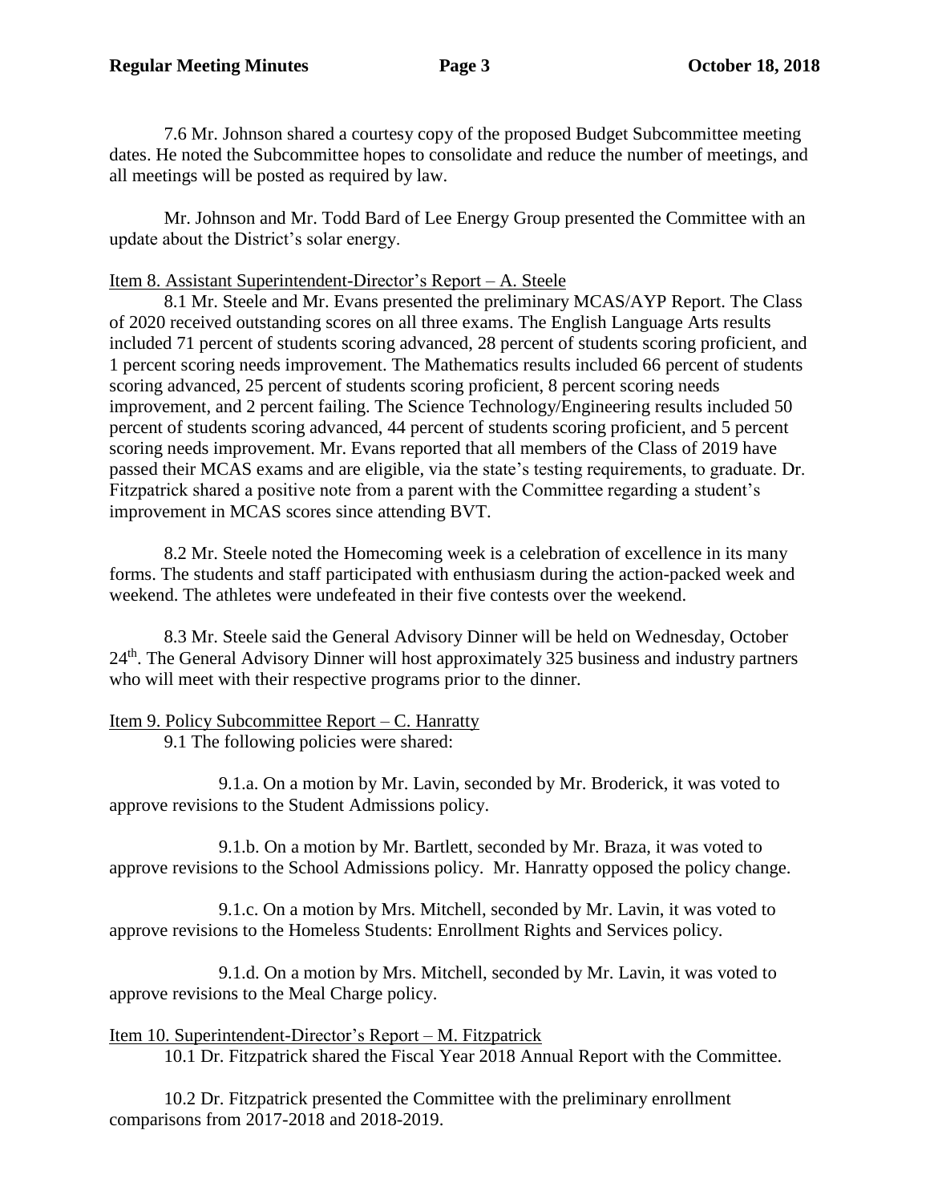7.6 Mr. Johnson shared a courtesy copy of the proposed Budget Subcommittee meeting dates. He noted the Subcommittee hopes to consolidate and reduce the number of meetings, and all meetings will be posted as required by law.

Mr. Johnson and Mr. Todd Bard of Lee Energy Group presented the Committee with an update about the District's solar energy.

Item 8. Assistant Superintendent-Director's Report – A. Steele

8.1 Mr. Steele and Mr. Evans presented the preliminary MCAS/AYP Report. The Class of 2020 received outstanding scores on all three exams. The English Language Arts results included 71 percent of students scoring advanced, 28 percent of students scoring proficient, and 1 percent scoring needs improvement. The Mathematics results included 66 percent of students scoring advanced, 25 percent of students scoring proficient, 8 percent scoring needs improvement, and 2 percent failing. The Science Technology/Engineering results included 50 percent of students scoring advanced, 44 percent of students scoring proficient, and 5 percent scoring needs improvement. Mr. Evans reported that all members of the Class of 2019 have passed their MCAS exams and are eligible, via the state's testing requirements, to graduate. Dr. Fitzpatrick shared a positive note from a parent with the Committee regarding a student's improvement in MCAS scores since attending BVT.

8.2 Mr. Steele noted the Homecoming week is a celebration of excellence in its many forms. The students and staff participated with enthusiasm during the action-packed week and weekend. The athletes were undefeated in their five contests over the weekend.

8.3 Mr. Steele said the General Advisory Dinner will be held on Wednesday, October 24th. The General Advisory Dinner will host approximately 325 business and industry partners who will meet with their respective programs prior to the dinner.

Item 9. Policy Subcommittee Report – C. Hanratty

9.1 The following policies were shared:

9.1.a. On a motion by Mr. Lavin, seconded by Mr. Broderick, it was voted to approve revisions to the Student Admissions policy.

9.1.b. On a motion by Mr. Bartlett, seconded by Mr. Braza, it was voted to approve revisions to the School Admissions policy. Mr. Hanratty opposed the policy change.

9.1.c. On a motion by Mrs. Mitchell, seconded by Mr. Lavin, it was voted to approve revisions to the Homeless Students: Enrollment Rights and Services policy.

9.1.d. On a motion by Mrs. Mitchell, seconded by Mr. Lavin, it was voted to approve revisions to the Meal Charge policy.

Item 10. Superintendent-Director's Report – M. Fitzpatrick

10.1 Dr. Fitzpatrick shared the Fiscal Year 2018 Annual Report with the Committee.

10.2 Dr. Fitzpatrick presented the Committee with the preliminary enrollment comparisons from 2017-2018 and 2018-2019.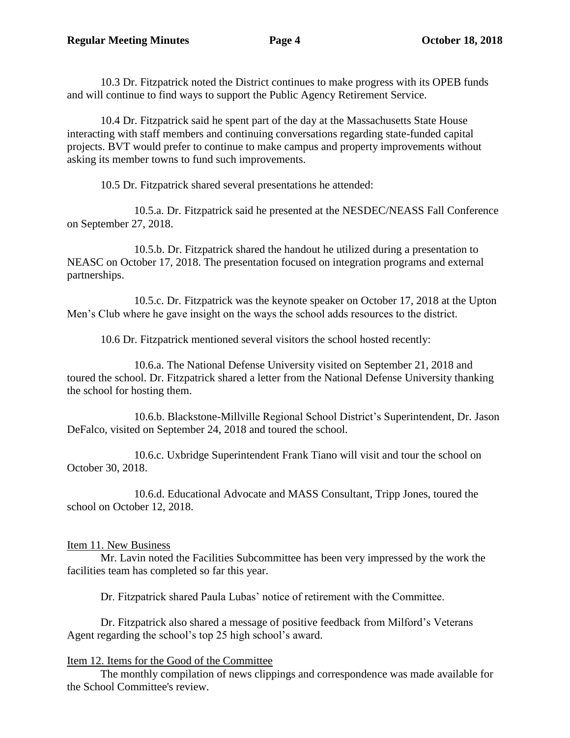10.3 Dr. Fitzpatrick noted the District continues to make progress with its OPEB funds and will continue to find ways to support the Public Agency Retirement Service.

10.4 Dr. Fitzpatrick said he spent part of the day at the Massachusetts State House interacting with staff members and continuing conversations regarding state-funded capital projects. BVT would prefer to continue to make campus and property improvements without asking its member towns to fund such improvements.

10.5 Dr. Fitzpatrick shared several presentations he attended:

10.5.a. Dr. Fitzpatrick said he presented at the NESDEC/NEASS Fall Conference on September 27, 2018.

10.5.b. Dr. Fitzpatrick shared the handout he utilized during a presentation to NEASC on October 17, 2018. The presentation focused on integration programs and external partnerships.

10.5.c. Dr. Fitzpatrick was the keynote speaker on October 17, 2018 at the Upton Men's Club where he gave insight on the ways the school adds resources to the district.

10.6 Dr. Fitzpatrick mentioned several visitors the school hosted recently:

10.6.a. The National Defense University visited on September 21, 2018 and toured the school. Dr. Fitzpatrick shared a letter from the National Defense University thanking the school for hosting them.

10.6.b. Blackstone-Millville Regional School District's Superintendent, Dr. Jason DeFalco, visited on September 24, 2018 and toured the school.

10.6.c. Uxbridge Superintendent Frank Tiano will visit and tour the school on October 30, 2018.

10.6.d. Educational Advocate and MASS Consultant, Tripp Jones, toured the school on October 12, 2018.

Item 11. New Business

Mr. Lavin noted the Facilities Subcommittee has been very impressed by the work the facilities team has completed so far this year.

Dr. Fitzpatrick shared Paula Lubas' notice of retirement with the Committee.

Dr. Fitzpatrick also shared a message of positive feedback from Milford's Veterans Agent regarding the school's top 25 high school's award.

Item 12. Items for the Good of the Committee

The monthly compilation of news clippings and correspondence was made available for the School Committee's review.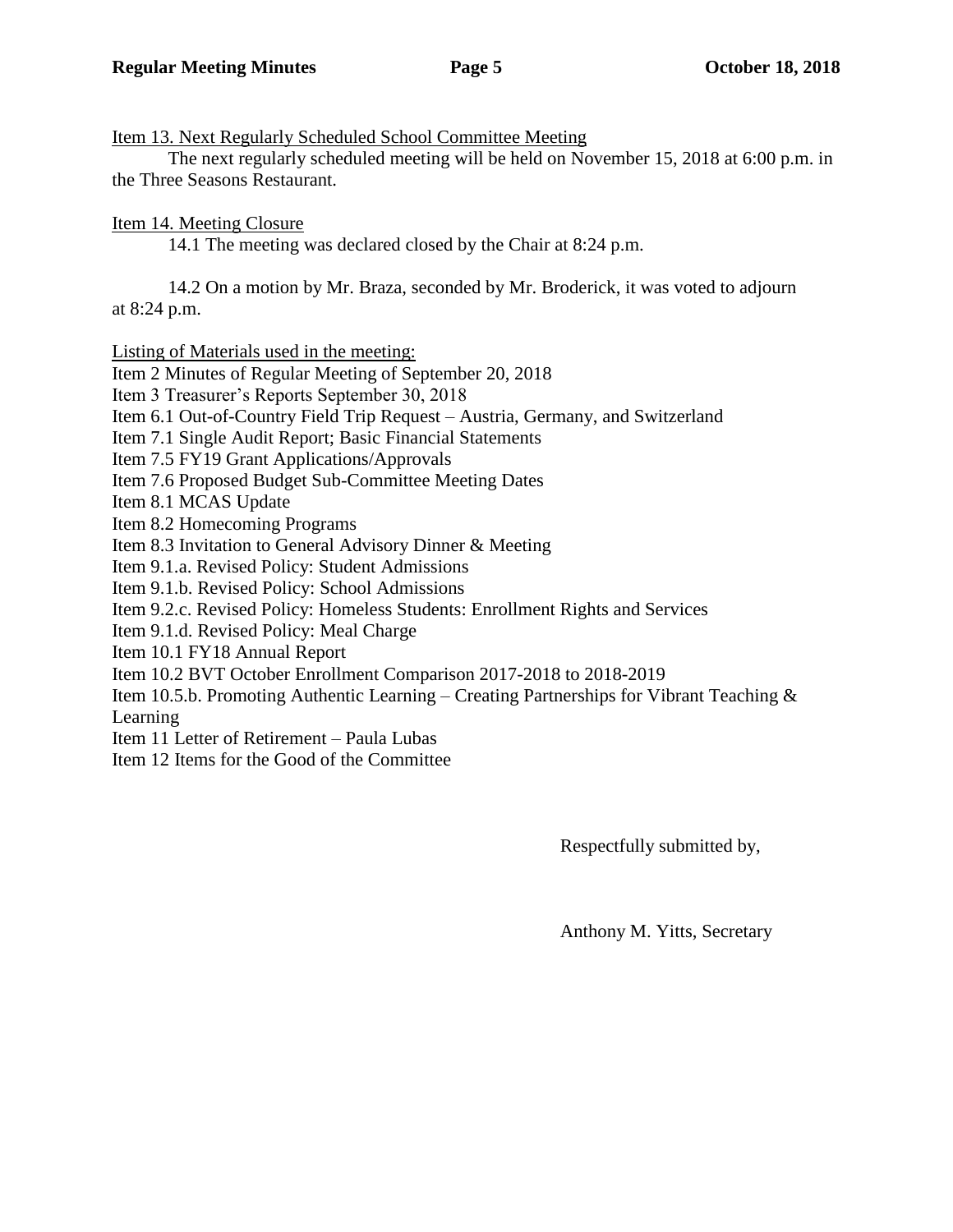Item 13. Next Regularly Scheduled School Committee Meeting

The next regularly scheduled meeting will be held on November 15, 2018 at 6:00 p.m. in the Three Seasons Restaurant.

Item 14. Meeting Closure

14.1 The meeting was declared closed by the Chair at 8:24 p.m.

14.2 On a motion by Mr. Braza, seconded by Mr. Broderick, it was voted to adjourn at 8:24 p.m.

Listing of Materials used in the meeting:

Item 2 Minutes of Regular Meeting of September 20, 2018
Item 3 Treasurer's Reports September 30, 2018
Item 6.1 Out-of-Country Field Trip Request – Austria, Germany, and Switzerland
Item 7.1 Single Audit Report; Basic Financial Statements
Item 7.5 FY19 Grant Applications/Approvals
Item 7.6 Proposed Budget Sub-Committee Meeting Dates
Item 8.1 MCAS Update
Item 8.2 Homecoming Programs
Item 8.3 Invitation to General Advisory Dinner & Meeting
Item 9.1.a. Revised Policy: Student Admissions
Item 9.1.b. Revised Policy: School Admissions
Item 9.2.c. Revised Policy: Homeless Students: Enrollment Rights and Services
Item 9.1.d. Revised Policy: Meal Charge
Item 10.1 FY18 Annual Report
Item 10.2 BVT October Enrollment Comparison 2017-2018 to 2018-2019
Item 10.5.b. Promoting Authentic Learning – Creating Partnerships for Vibrant Teaching & Learning
Item 11 Letter of Retirement – Paula Lubas
Item 12 Items for the Good of the Committee

Respectfully submitted by,

Anthony M. Yitts, Secretary